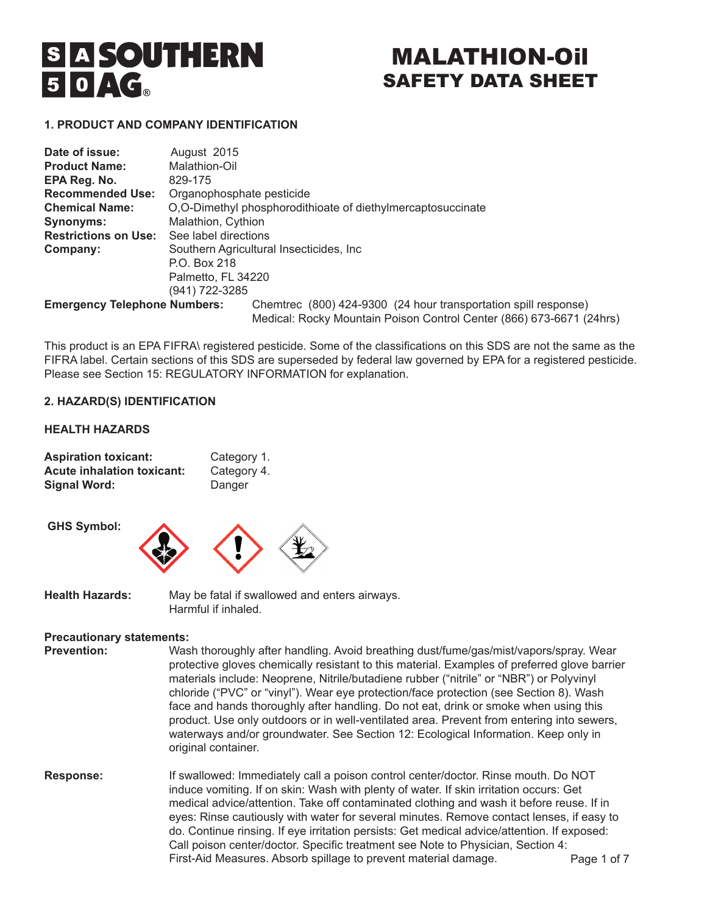# MALATHION-Oil
## SAFETY DATA SHEET

### 1. PRODUCT AND COMPANY IDENTIFICATION

**Date of issue:** August 2015
**Product Name:** Malathion-Oil
**EPA Reg. No.** 829-175
**Recommended Use:** Organophosphate pesticide
**Chemical Name:** O,O-Dimethyl phosphorodithioate of diethylmercaptosuccinate
**Synonyms:** Malathion, Cythion
**Restrictions on Use:** See label directions
**Company:** Southern Agricultural Insecticides, Inc
P.O. Box 218
Palmetto, FL 34220
(941) 722-3285
**Emergency Telephone Numbers:** Chemtrec (800) 424-9300 (24 hour transportation spill response)
Medical: Rocky Mountain Poison Control Center (866) 673-6671 (24hrs)

This product is an EPA FIFRA\ registered pesticide. Some of the classifications on this SDS are not the same as the FIFRA label. Certain sections of this SDS are superseded by federal law governed by EPA for a registered pesticide. Please see Section 15: REGULATORY INFORMATION for explanation.

### 2. HAZARD(S) IDENTIFICATION

**HEALTH HAZARDS**

**Aspiration toxicant:** Category 1.
**Acute inhalation toxicant:** Category 4.
**Signal Word:** Danger

**GHS Symbol:**

**Health Hazards:** May be fatal if swallowed and enters airways.
Harmful if inhaled.

**Precautionary statements:**

**Prevention:** Wash thoroughly after handling. Avoid breathing dust/fume/gas/mist/vapors/spray. Wear protective gloves chemically resistant to this material. Examples of preferred glove barrier materials include: Neoprene, Nitrile/butadiene rubber ("nitrile" or "NBR") or Polyvinyl chloride ("PVC" or "vinyl"). Wear eye protection/face protection (see Section 8). Wash face and hands thoroughly after handling. Do not eat, drink or smoke when using this product. Use only outdoors or in well-ventilated area. Prevent from entering into sewers, waterways and/or groundwater. See Section 12: Ecological Information. Keep only in original container.

**Response:** If swallowed: Immediately call a poison control center/doctor. Rinse mouth. Do NOT induce vomiting. If on skin: Wash with plenty of water. If skin irritation occurs: Get medical advice/attention. Take off contaminated clothing and wash it before reuse. If in eyes: Rinse cautiously with water for several minutes. Remove contact lenses, if easy to do. Continue rinsing. If eye irritation persists: Get medical advice/attention. If exposed: Call poison center/doctor. Specific treatment see Note to Physician, Section 4: First-Aid Measures. Absorb spillage to prevent material damage.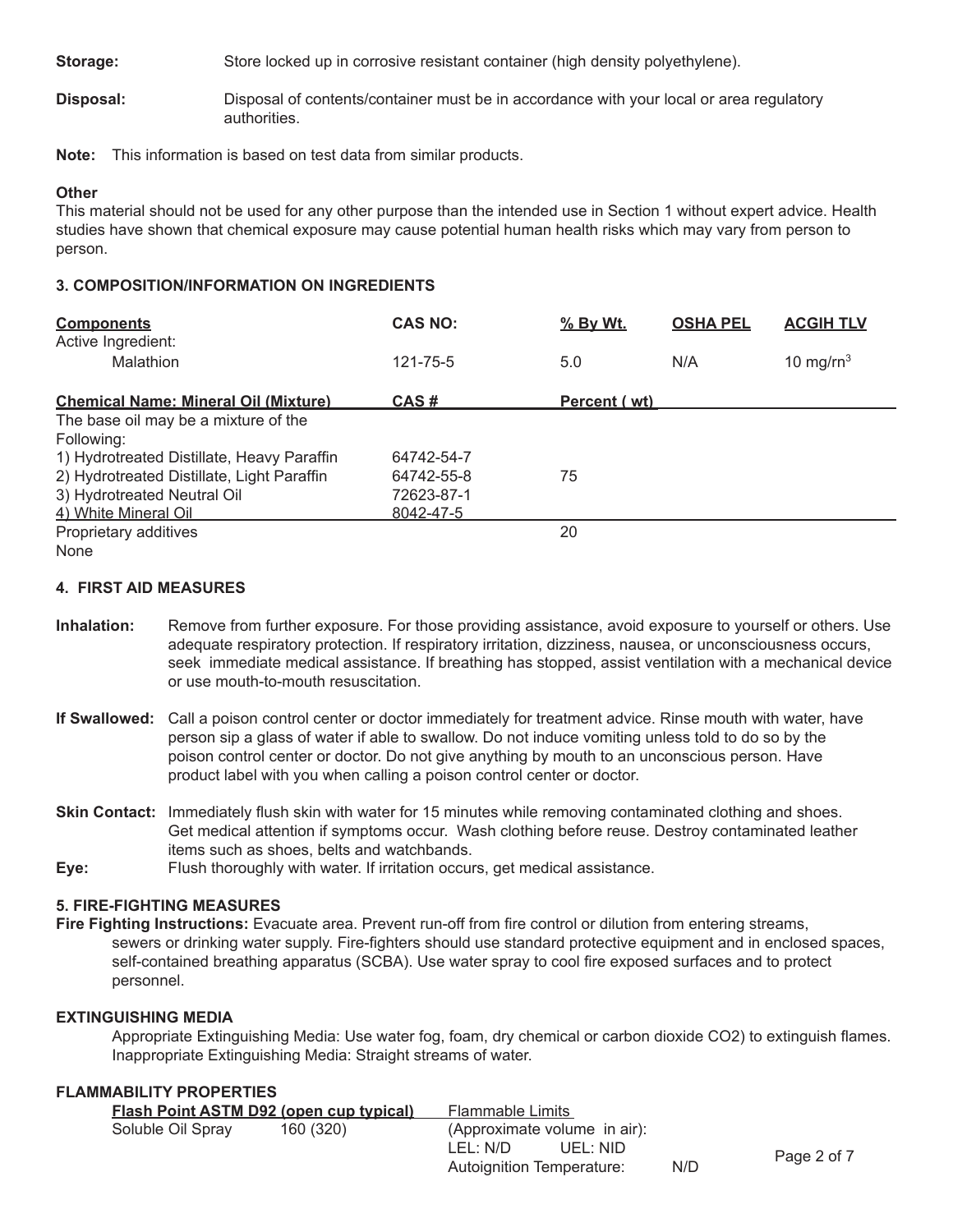**Storage:** Store locked up in corrosive resistant container (high density polyethylene).

**Disposal:** Disposal of contents/container must be in accordance with your local or area regulatory authorities.

**Note:** This information is based on test data from similar products.

**Other**

This material should not be used for any other purpose than the intended use in Section 1 without expert advice. Health studies have shown that chemical exposure may cause potential human health risks which may vary from person to person.

### 3. COMPOSITION/INFORMATION ON INGREDIENTS

| Components | CAS NO: | % By Wt. | OSHA PEL | ACGIH TLV |
|---|---|---|---|---|
| Active Ingredient: | | | | |
| Malathion | 121-75-5 | 5.0 | N/A | 10 mg/m$^3$ |

| Chemical Name: Mineral Oil (Mixture) | CAS # | Percent ( wt) |
|---|---|---|
| The base oil may be a mixture of the Following: | | |
| 1) Hydrotreated Distillate, Heavy Paraffin | 64742-54-7 | |
| 2) Hydrotreated Distillate, Light Paraffin | 64742-55-8 | 75 |
| 3) Hydrotreated Neutral Oil | 72623-87-1 | |
| 4) White Mineral Oil | 8042-47-5 | |
| Proprietary additives | | 20 |
| None | | |

### 4. FIRST AID MEASURES

**Inhalation:** Remove from further exposure. For those providing assistance, avoid exposure to yourself or others. Use adequate respiratory protection. If respiratory irritation, dizziness, nausea, or unconsciousness occurs, seek immediate medical assistance. If breathing has stopped, assist ventilation with a mechanical device or use mouth-to-mouth resuscitation.

**If Swallowed:** Call a poison control center or doctor immediately for treatment advice. Rinse mouth with water, have person sip a glass of water if able to swallow. Do not induce vomiting unless told to do so by the poison control center or doctor. Do not give anything by mouth to an unconscious person. Have product label with you when calling a poison control center or doctor.

**Skin Contact:** Immediately flush skin with water for 15 minutes while removing contaminated clothing and shoes. Get medical attention if symptoms occur. Wash clothing before reuse. Destroy contaminated leather items such as shoes, belts and watchbands.

**Eye:** Flush thoroughly with water. If irritation occurs, get medical assistance.

### 5. FIRE-FIGHTING MEASURES

**Fire Fighting Instructions:** Evacuate area. Prevent run-off from fire control or dilution from entering streams, sewers or drinking water supply. Fire-fighters should use standard protective equipment and in enclosed spaces, self-contained breathing apparatus (SCBA). Use water spray to cool fire exposed surfaces and to protect personnel.

**EXTINGUISHING MEDIA**

Appropriate Extinguishing Media: Use water fog, foam, dry chemical or carbon dioxide $CO_2$) to extinguish flames.
Inappropriate Extinguishing Media: Straight streams of water.

**FLAMMABILITY PROPERTIES**

| Flash Point ASTM D92 (open cup typical) | | Flammable Limits | |
|---|---|---|---|
| Soluble Oil Spray | 160 (320) | (Approximate volume in air): | |
| | | LEL: N/D UEL: NID | |
| | | Autoignition Temperature: | N/D |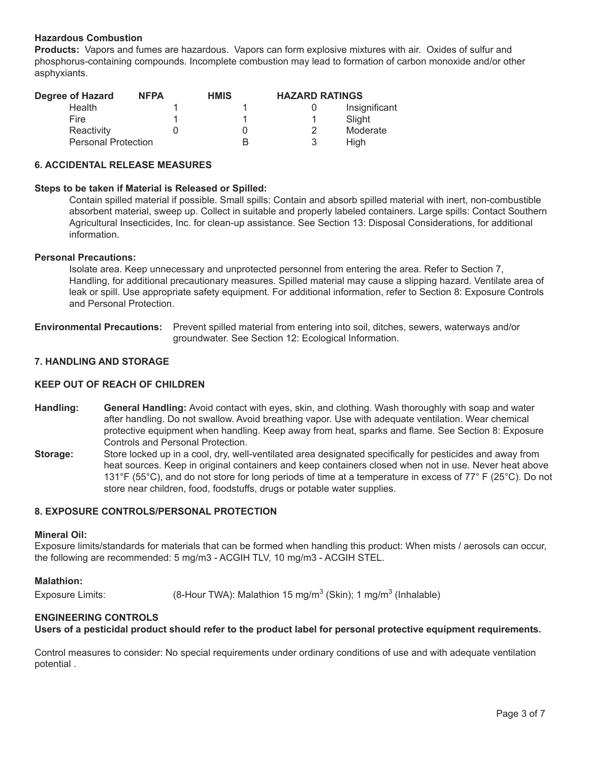**Hazardous Combustion**

**Products:** Vapors and fumes are hazardous. Vapors can form explosive mixtures with air. Oxides of sulfur and phosphorus-containing compounds. Incomplete combustion may lead to formation of carbon monoxide and/or other asphyxiants.

| Degree of Hazard | NFPA | HMIS | HAZARD RATINGS | |
|---|---|---|---|---|
| Health | 1 | 1 | 0 | Insignificant |
| Fire | 1 | 1 | 1 | Slight |
| Reactivity | 0 | 0 | 2 | Moderate |
| Personal Protection | | B | 3 | High |

## 6. ACCIDENTAL RELEASE MEASURES

**Steps to be taken if Material is Released or Spilled:**

Contain spilled material if possible. Small spills: Contain and absorb spilled material with inert, non-combustible absorbent material, sweep up. Collect in suitable and properly labeled containers. Large spills: Contact Southern Agricultural Insecticides, Inc. for clean-up assistance. See Section 13: Disposal Considerations, for additional information.

**Personal Precautions:**

Isolate area. Keep unnecessary and unprotected personnel from entering the area. Refer to Section 7, Handling, for additional precautionary measures. Spilled material may cause a slipping hazard. Ventilate area of leak or spill. Use appropriate safety equipment. For additional information, refer to Section 8: Exposure Controls and Personal Protection.

**Environmental Precautions:** Prevent spilled material from entering into soil, ditches, sewers, waterways and/or groundwater. See Section 12: Ecological Information.

## 7. HANDLING AND STORAGE

**KEEP OUT OF REACH OF CHILDREN**

**Handling:** **General Handling:** Avoid contact with eyes, skin, and clothing. Wash thoroughly with soap and water after handling. Do not swallow. Avoid breathing vapor. Use with adequate ventilation. Wear chemical protective equipment when handling. Keep away from heat, sparks and flame. See Section 8: Exposure Controls and Personal Protection.

**Storage:** Store locked up in a cool, dry, well-ventilated area designated specifically for pesticides and away from heat sources. Keep in original containers and keep containers closed when not in use. Never heat above 131°F (55°C), and do not store for long periods of time at a temperature in excess of 77° F (25°C). Do not store near children, food, foodstuffs, drugs or potable water supplies.

## 8. EXPOSURE CONTROLS/PERSONAL PROTECTION

**Mineral Oil:**

Exposure limits/standards for materials that can be formed when handling this product: When mists / aerosols can occur, the following are recommended: 5 mg/m3 - ACGIH TLV, 10 mg/m3 - ACGIH STEL.

**Malathion:**

Exposure Limits: (8-Hour TWA): Malathion 15 $mg/m^3$ (Skin); 1 $mg/m^3$ (Inhalable)

**ENGINEERING CONTROLS**

**Users of a pesticidal product should refer to the product label for personal protective equipment requirements.**

Control measures to consider: No special requirements under ordinary conditions of use and with adequate ventilation potential .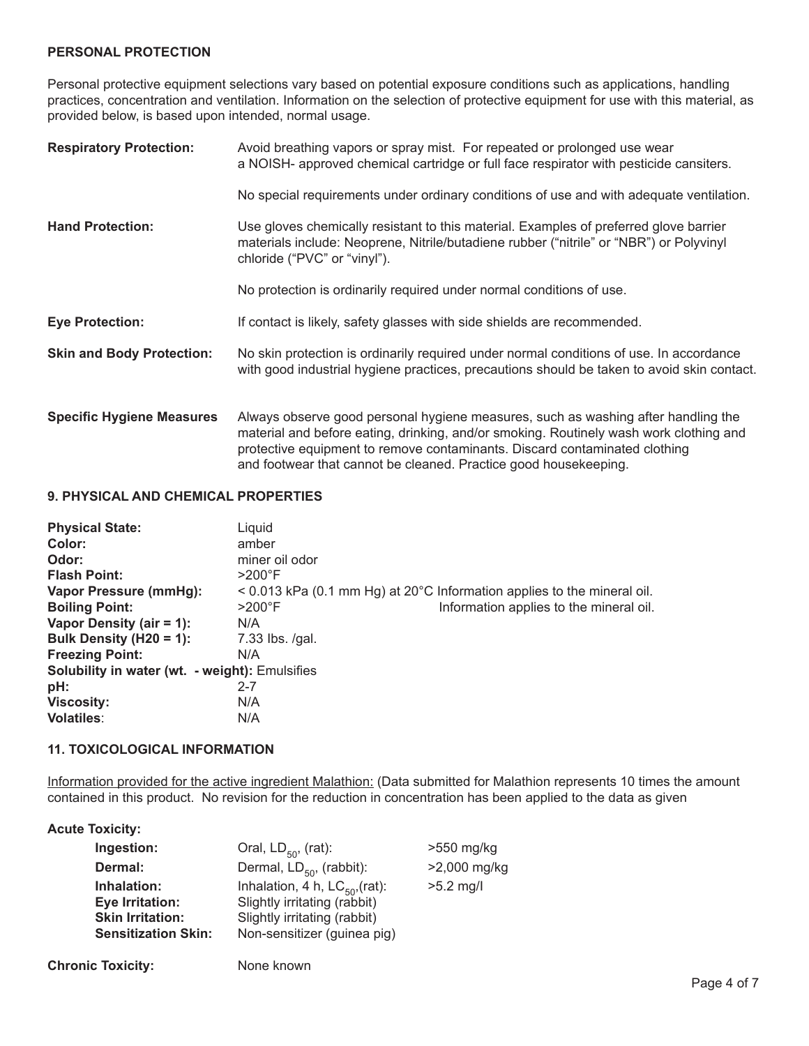## PERSONAL PROTECTION

Personal protective equipment selections vary based on potential exposure conditions such as applications, handling practices, concentration and ventilation. Information on the selection of protective equipment for use with this material, as provided below, is based upon intended, normal usage.

**Respiratory Protection:** Avoid breathing vapors or spray mist. For repeated or prolonged use wear a NOISH- approved chemical cartridge or full face respirator with pesticide cansiters.

No special requirements under ordinary conditions of use and with adequate ventilation.

**Hand Protection:** Use gloves chemically resistant to this material. Examples of preferred glove barrier materials include: Neoprene, Nitrile/butadiene rubber ("nitrile" or "NBR") or Polyvinyl chloride ("PVC" or "vinyl").

No protection is ordinarily required under normal conditions of use.

**Eye Protection:** If contact is likely, safety glasses with side shields are recommended.

**Skin and Body Protection:** No skin protection is ordinarily required under normal conditions of use. In accordance with good industrial hygiene practices, precautions should be taken to avoid skin contact.

**Specific Hygiene Measures** Always observe good personal hygiene measures, such as washing after handling the material and before eating, drinking, and/or smoking. Routinely wash work clothing and protective equipment to remove contaminants. Discard contaminated clothing and footwear that cannot be cleaned. Practice good housekeeping.

## 9. PHYSICAL AND CHEMICAL PROPERTIES

**Physical State:** Liquid
**Color:** amber
**Odor:** miner oil odor
**Flash Point:** >200°F
**Vapor Pressure (mmHg):** < 0.013 kPa (0.1 mm Hg) at 20°C Information applies to the mineral oil.
**Boiling Point:** >200°F Information applies to the mineral oil.
**Vapor Density (air = 1):** N/A
**Bulk Density (H20 = 1):** 7.33 lbs. /gal.
**Freezing Point:** N/A
**Solubility in water (wt. - weight):** Emulsifies
**pH:** 2-7
**Viscosity:** N/A
**Volatiles**: N/A

## 11. TOXICOLOGICAL INFORMATION

Information provided for the active ingredient Malathion: (Data submitted for Malathion represents 10 times the amount contained in this product. No revision for the reduction in concentration has been applied to the data as given

**Acute Toxicity:**

| | | |
|---|---|---|
| **Ingestion:** | Oral, $LD_{50}$, (rat): | >550 mg/kg |
| **Dermal:** | Dermal, $LD_{50}$, (rabbit): | >2,000 mg/kg |
| **Inhalation:** | Inhalation, 4 h, $LC_{50}$,(rat): | >5.2 mg/l |
| **Eye Irritation:** | Slightly irritating (rabbit) | |
| **Skin Irritation:** | Slightly irritating (rabbit) | |
| **Sensitization Skin:** | Non-sensitizer (guinea pig) | |

**Chronic Toxicity:** None known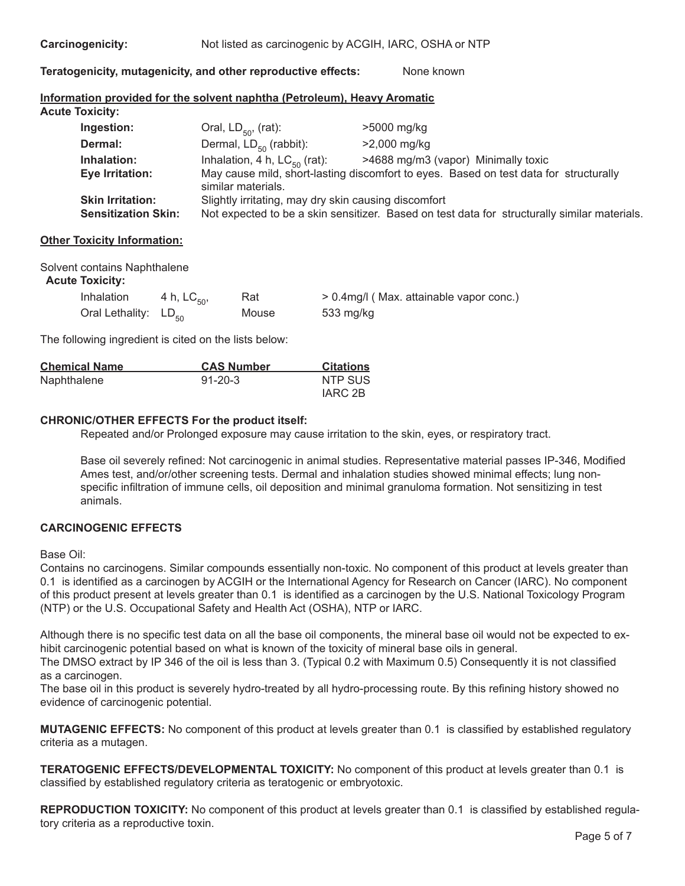**Carcinogenicity:** Not listed as carcinogenic by ACGIH, IARC, OSHA or NTP

**Teratogenicity, mutagenicity, and other reproductive effects:** None known

**Information provided for the solvent naphtha (Petroleum), Heavy Aromatic**

**Acute Toxicity:**

| | | |
|---|---|---|
| **Ingestion:** | Oral, $LD_{50}$, (rat): | >5000 mg/kg |
| **Dermal:** | Dermal, $LD_{50}$ (rabbit): | >2,000 mg/kg |
| **Inhalation:** | Inhalation, 4 h, $LC_{50}$ (rat): | >4688 mg/m3 (vapor) Minimally toxic |
| **Eye Irritation:** | May cause mild, short-lasting discomfort to eyes. Based on test data for structurally similar materials. | |
| **Skin Irritation:** | Slightly irritating, may dry skin causing discomfort | |
| **Sensitization Skin:** | Not expected to be a skin sensitizer. Based on test data for structurally similar materials. | |

**Other Toxicity Information:**

Solvent contains Naphthalene

**Acute Toxicity:**

| | | | |
|---|---|---|---|
| Inhalation | 4 h, $LC_{50}$, | Rat | > 0.4mg/l ( Max. attainable vapor conc.) |
| Oral Lethality: $LD_{50}$ | | Mouse | 533 mg/kg |

The following ingredient is cited on the lists below:

| Chemical Name | CAS Number | Citations |
|---|---|---|
| Naphthalene | 91-20-3 | NTP SUS<br>IARC 2B |

**CHRONIC/OTHER EFFECTS For the product itself:**

Repeated and/or Prolonged exposure may cause irritation to the skin, eyes, or respiratory tract.

Base oil severely refined: Not carcinogenic in animal studies. Representative material passes IP-346, Modified Ames test, and/or/other screening tests. Dermal and inhalation studies showed minimal effects; lung non-specific infiltration of immune cells, oil deposition and minimal granuloma formation. Not sensitizing in test animals.

**CARCINOGENIC EFFECTS**

Base Oil:

Contains no carcinogens. Similar compounds essentially non-toxic. No component of this product at levels greater than 0.1 is identified as a carcinogen by ACGIH or the International Agency for Research on Cancer (IARC). No component of this product present at levels greater than 0.1 is identified as a carcinogen by the U.S. National Toxicology Program (NTP) or the U.S. Occupational Safety and Health Act (OSHA), NTP or IARC.

Although there is no specific test data on all the base oil components, the mineral base oil would not be expected to exhibit carcinogenic potential based on what is known of the toxicity of mineral base oils in general.
The DMSO extract by IP 346 of the oil is less than 3. (Typical 0.2 with Maximum 0.5) Consequently it is not classified as a carcinogen.
The base oil in this product is severely hydro-treated by all hydro-processing route. By this refining history showed no evidence of carcinogenic potential.

**MUTAGENIC EFFECTS:** No component of this product at levels greater than 0.1 is classified by established regulatory criteria as a mutagen.

**TERATOGENIC EFFECTS/DEVELOPMENTAL TOXICITY:** No component of this product at levels greater than 0.1 is classified by established regulatory criteria as teratogenic or embryotoxic.

**REPRODUCTION TOXICITY:** No component of this product at levels greater than 0.1 is classified by established regulatory criteria as a reproductive toxin.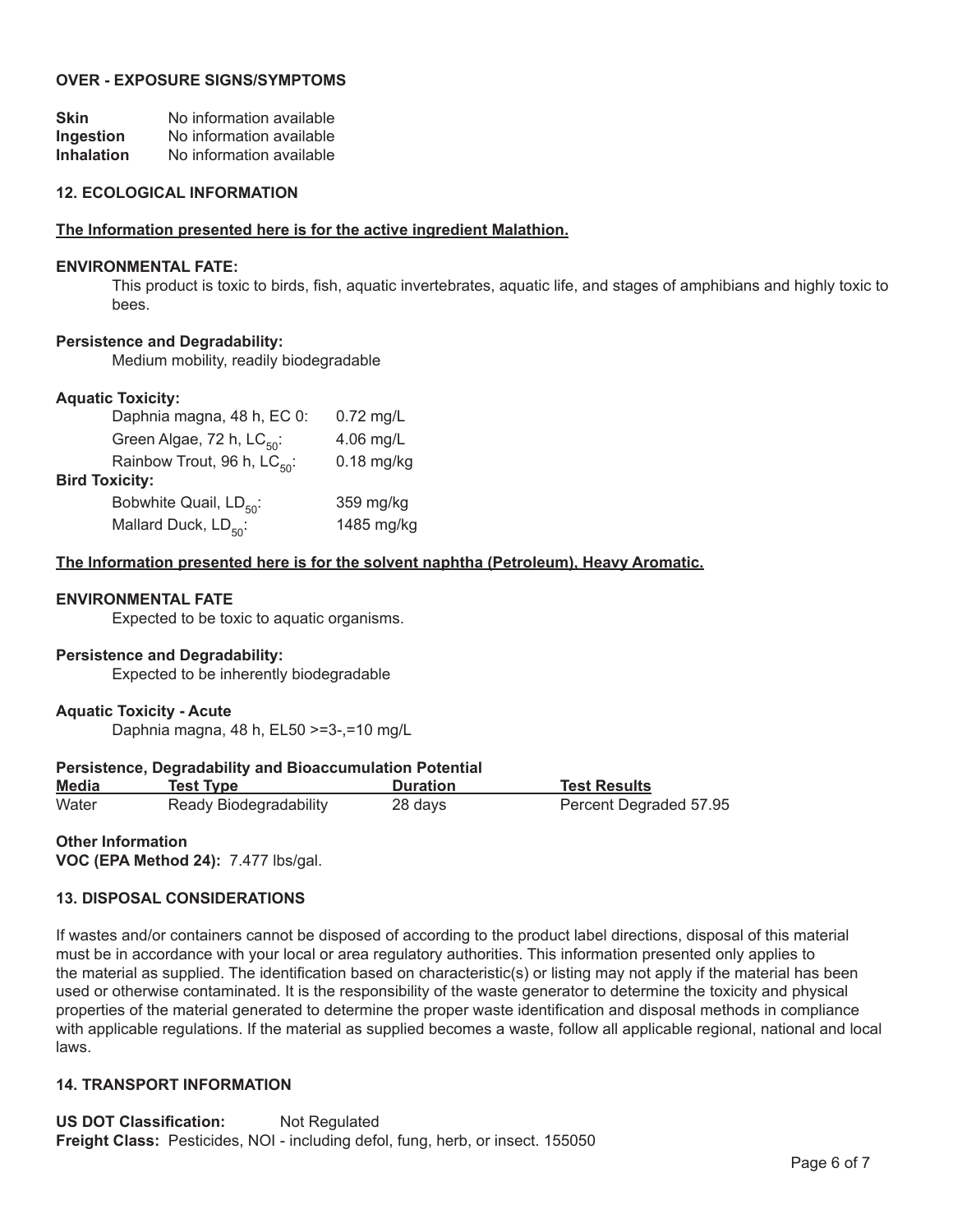**OVER - EXPOSURE SIGNS/SYMPTOMS**

| | |
|---|---|
| **Skin** | No information available |
| **Ingestion** | No information available |
| **Inhalation** | No information available |

## 12. ECOLOGICAL INFORMATION

**The Information presented here is for the active ingredient Malathion.**

**ENVIRONMENTAL FATE:**

This product is toxic to birds, fish, aquatic invertebrates, aquatic life, and stages of amphibians and highly toxic to bees.

**Persistence and Degradability:**

Medium mobility, readily biodegradable

**Aquatic Toxicity:**

| | |
|---|---|
| Daphnia magna, 48 h, EC 0: | 0.72 mg/L |
| Green Algae, 72 h, $LC_{50}$: | 4.06 mg/L |
| Rainbow Trout, 96 h, $LC_{50}$: | 0.18 mg/kg |

**Bird Toxicity:**

| | |
|---|---|
| Bobwhite Quail, $LD_{50}$: | 359 mg/kg |
| Mallard Duck, $LD_{50}$: | 1485 mg/kg |

**The Information presented here is for the solvent naphtha (Petroleum), Heavy Aromatic.**

**ENVIRONMENTAL FATE**

Expected to be toxic to aquatic organisms.

**Persistence and Degradability:**

Expected to be inherently biodegradable

**Aquatic Toxicity - Acute**

Daphnia magna, 48 h, EL50 >=3-,=10 mg/L

**Persistence, Degradability and Bioaccumulation Potential**

| Media | Test Type | Duration | Test Results |
|---|---|---|---|
| Water | Ready Biodegradability | 28 days | Percent Degraded 57.95 |

**Other Information**

**VOC (EPA Method 24):** 7.477 lbs/gal.

## 13. DISPOSAL CONSIDERATIONS

If wastes and/or containers cannot be disposed of according to the product label directions, disposal of this material must be in accordance with your local or area regulatory authorities. This information presented only applies to the material as supplied. The identification based on characteristic(s) or listing may not apply if the material has been used or otherwise contaminated. It is the responsibility of the waste generator to determine the toxicity and physical properties of the material generated to determine the proper waste identification and disposal methods in compliance with applicable regulations. If the material as supplied becomes a waste, follow all applicable regional, national and local laws.

## 14. TRANSPORT INFORMATION

**US DOT Classification:** Not Regulated

**Freight Class:** Pesticides, NOI - including defol, fung, herb, or insect. 155050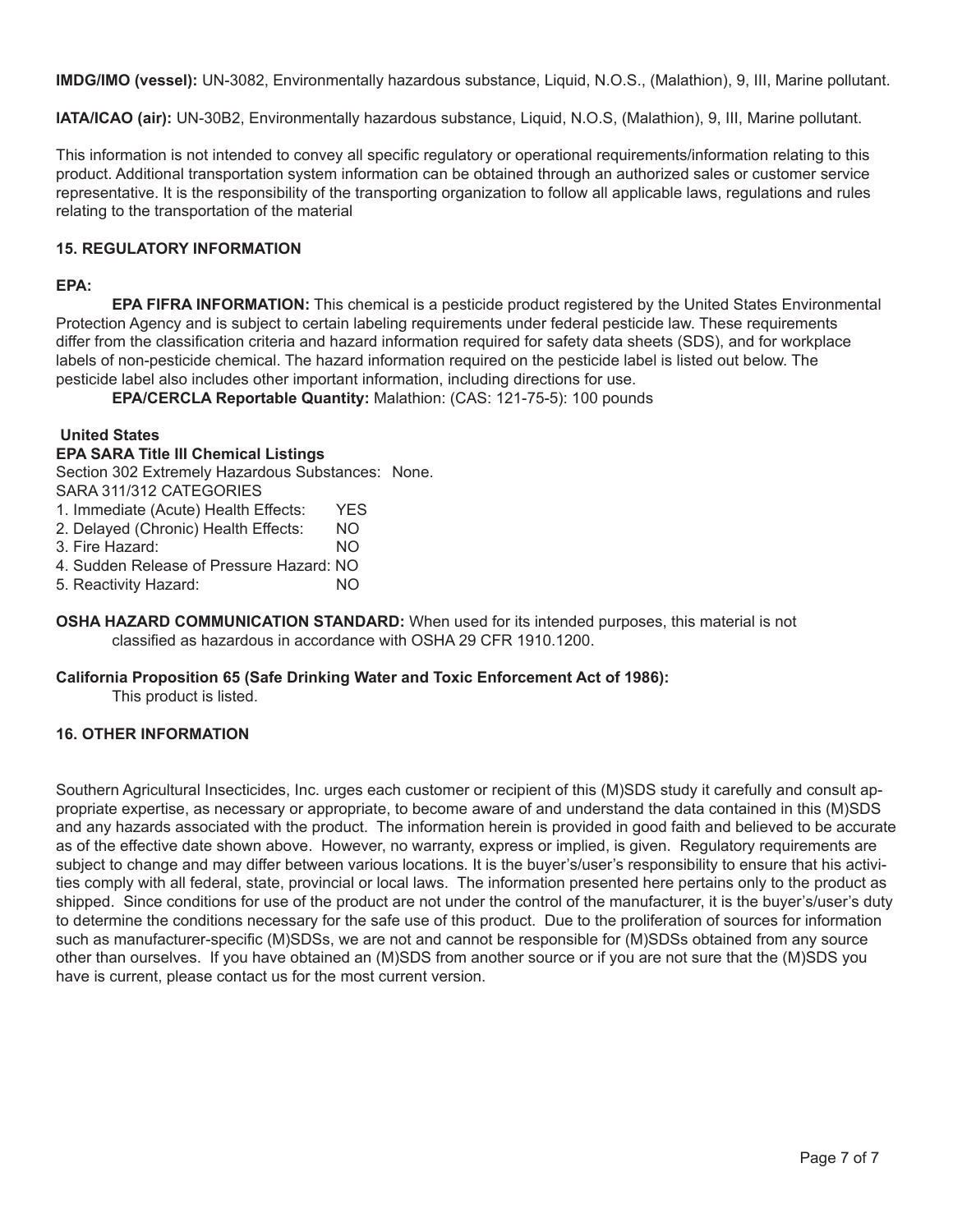**IMDG/IMO (vessel):** UN-3082, Environmentally hazardous substance, Liquid, N.O.S., (Malathion), 9, III, Marine pollutant.

**IATA/ICAO (air):** UN-30B2, Environmentally hazardous substance, Liquid, N.O.S, (Malathion), 9, III, Marine pollutant.

This information is not intended to convey all specific regulatory or operational requirements/information relating to this product. Additional transportation system information can be obtained through an authorized sales or customer service representative. It is the responsibility of the transporting organization to follow all applicable laws, regulations and rules relating to the transportation of the material

## 15. REGULATORY INFORMATION

**EPA:**

**EPA FIFRA INFORMATION:** This chemical is a pesticide product registered by the United States Environmental Protection Agency and is subject to certain labeling requirements under federal pesticide law. These requirements differ from the classification criteria and hazard information required for safety data sheets (SDS), and for workplace labels of non-pesticide chemical. The hazard information required on the pesticide label is listed out below. The pesticide label also includes other important information, including directions for use.

**EPA/CERCLA Reportable Quantity:** Malathion: (CAS: 121-75-5): 100 pounds

**United States**

**EPA SARA Title III Chemical Listings**

Section 302 Extremely Hazardous Substances: None.

SARA 311/312 CATEGORIES

1. Immediate (Acute) Health Effects: YES
2. Delayed (Chronic) Health Effects: NO
3. Fire Hazard: NO
4. Sudden Release of Pressure Hazard: NO
5. Reactivity Hazard: NO

**OSHA HAZARD COMMUNICATION STANDARD:** When used for its intended purposes, this material is not classified as hazardous in accordance with OSHA 29 CFR 1910.1200.

**California Proposition 65 (Safe Drinking Water and Toxic Enforcement Act of 1986):**

This product is listed.

## 16. OTHER INFORMATION

Southern Agricultural Insecticides, Inc. urges each customer or recipient of this (M)SDS study it carefully and consult appropriate expertise, as necessary or appropriate, to become aware of and understand the data contained in this (M)SDS and any hazards associated with the product. The information herein is provided in good faith and believed to be accurate as of the effective date shown above. However, no warranty, express or implied, is given. Regulatory requirements are subject to change and may differ between various locations. It is the buyer's/user's responsibility to ensure that his activities comply with all federal, state, provincial or local laws. The information presented here pertains only to the product as shipped. Since conditions for use of the product are not under the control of the manufacturer, it is the buyer's/user's duty to determine the conditions necessary for the safe use of this product. Due to the proliferation of sources for information such as manufacturer-specific (M)SDSs, we are not and cannot be responsible for (M)SDSs obtained from any source other than ourselves. If you have obtained an (M)SDS from another source or if you are not sure that the (M)SDS you have is current, please contact us for the most current version.